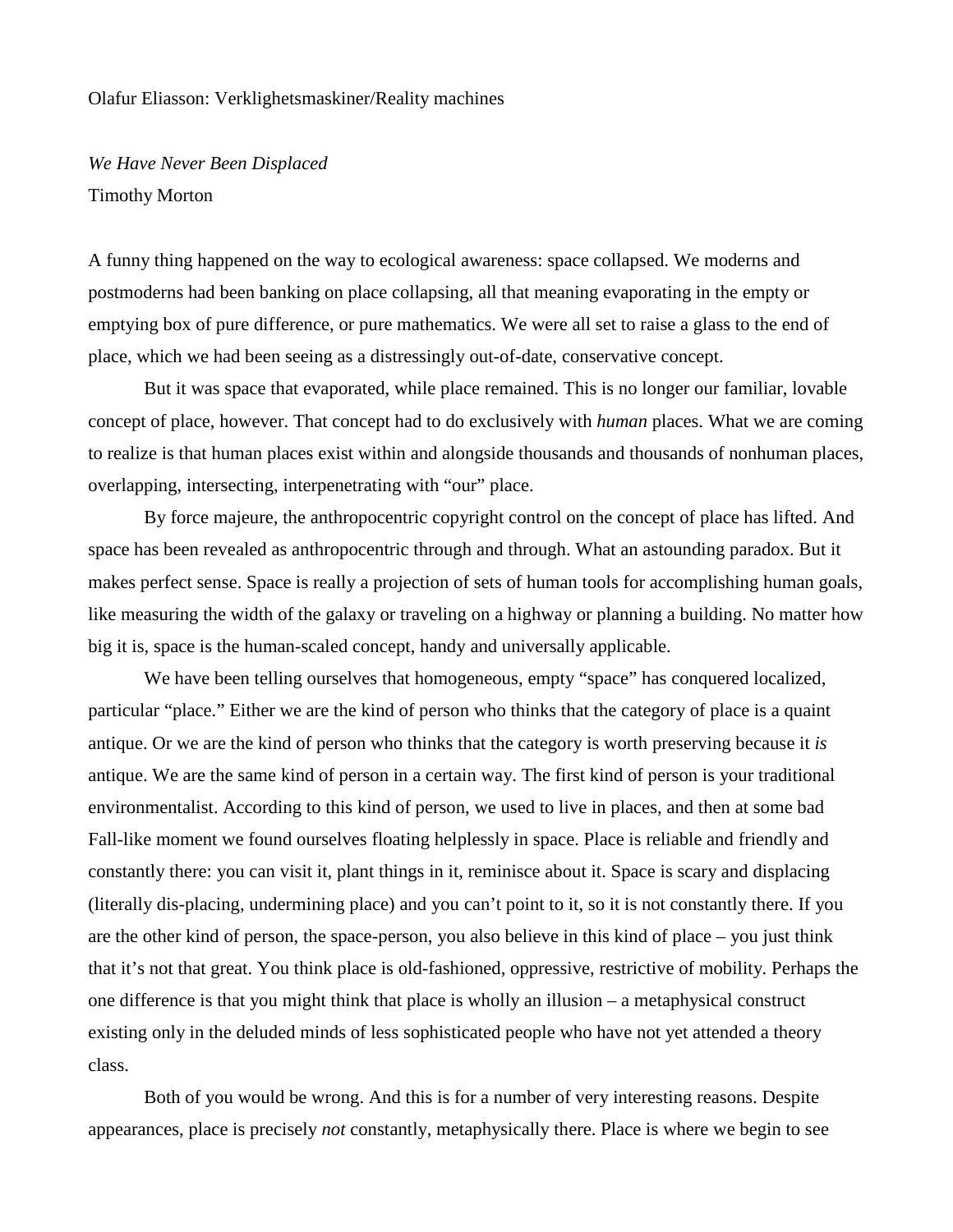Olafur Eliasson: Verklighetsmaskiner/Reality machines

*We Have Never Been Displaced*

Timothy Morton

A funny thing happened on the way to ecological awareness: space collapsed. We moderns and postmoderns had been banking on place collapsing, all that meaning evaporating in the empty or emptying box of pure difference, or pure mathematics. We were all set to raise a glass to the end of place, which we had been seeing as a distressingly out-of-date, conservative concept.

But it was space that evaporated, while place remained. This is no longer our familiar, lovable concept of place, however. That concept had to do exclusively with *human* places. What we are coming to realize is that human places exist within and alongside thousands and thousands of nonhuman places, overlapping, intersecting, interpenetrating with "our" place.

By force majeure, the anthropocentric copyright control on the concept of place has lifted. And space has been revealed as anthropocentric through and through. What an astounding paradox. But it makes perfect sense. Space is really a projection of sets of human tools for accomplishing human goals, like measuring the width of the galaxy or traveling on a highway or planning a building. No matter how big it is, space is the human-scaled concept, handy and universally applicable.

We have been telling ourselves that homogeneous, empty "space" has conquered localized, particular "place." Either we are the kind of person who thinks that the category of place is a quaint antique. Or we are the kind of person who thinks that the category is worth preserving because it *is* antique. We are the same kind of person in a certain way. The first kind of person is your traditional environmentalist. According to this kind of person, we used to live in places, and then at some bad Fall-like moment we found ourselves floating helplessly in space. Place is reliable and friendly and constantly there: you can visit it, plant things in it, reminisce about it. Space is scary and displacing (literally dis-placing, undermining place) and you can't point to it, so it is not constantly there. If you are the other kind of person, the space-person, you also believe in this kind of place – you just think that it's not that great. You think place is old-fashioned, oppressive, restrictive of mobility. Perhaps the one difference is that you might think that place is wholly an illusion – a metaphysical construct existing only in the deluded minds of less sophisticated people who have not yet attended a theory class.

Both of you would be wrong. And this is for a number of very interesting reasons. Despite appearances, place is precisely *not* constantly, metaphysically there. Place is where we begin to see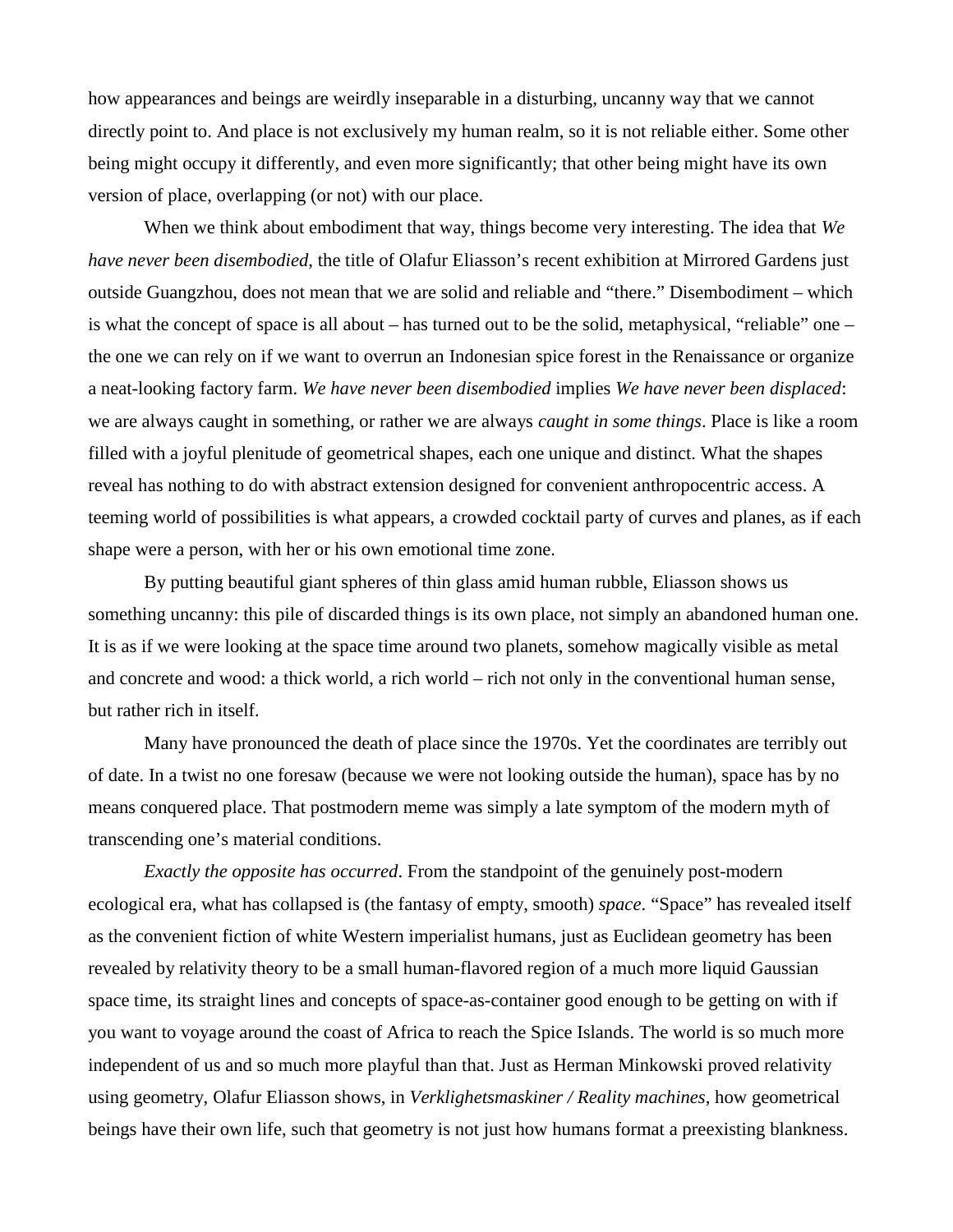how appearances and beings are weirdly inseparable in a disturbing, uncanny way that we cannot directly point to. And place is not exclusively my human realm, so it is not reliable either. Some other being might occupy it differently, and even more significantly; that other being might have its own version of place, overlapping (or not) with our place.

When we think about embodiment that way, things become very interesting. The idea that *We have never been disembodied*, the title of Olafur Eliasson's recent exhibition at Mirrored Gardens just outside Guangzhou, does not mean that we are solid and reliable and "there." Disembodiment – which is what the concept of space is all about – has turned out to be the solid, metaphysical, "reliable" one – the one we can rely on if we want to overrun an Indonesian spice forest in the Renaissance or organize a neat-looking factory farm. *We have never been disembodied* implies *We have never been displaced*: we are always caught in something, or rather we are always *caught in some things*. Place is like a room filled with a joyful plenitude of geometrical shapes, each one unique and distinct. What the shapes reveal has nothing to do with abstract extension designed for convenient anthropocentric access. A teeming world of possibilities is what appears, a crowded cocktail party of curves and planes, as if each shape were a person, with her or his own emotional time zone.

By putting beautiful giant spheres of thin glass amid human rubble, Eliasson shows us something uncanny: this pile of discarded things is its own place, not simply an abandoned human one. It is as if we were looking at the space time around two planets, somehow magically visible as metal and concrete and wood: a thick world, a rich world – rich not only in the conventional human sense, but rather rich in itself.

Many have pronounced the death of place since the 1970s. Yet the coordinates are terribly out of date. In a twist no one foresaw (because we were not looking outside the human), space has by no means conquered place. That postmodern meme was simply a late symptom of the modern myth of transcending one's material conditions.

*Exactly the opposite has occurred*. From the standpoint of the genuinely post-modern ecological era, what has collapsed is (the fantasy of empty, smooth) *space*. "Space" has revealed itself as the convenient fiction of white Western imperialist humans, just as Euclidean geometry has been revealed by relativity theory to be a small human-flavored region of a much more liquid Gaussian space time, its straight lines and concepts of space-as-container good enough to be getting on with if you want to voyage around the coast of Africa to reach the Spice Islands. The world is so much more independent of us and so much more playful than that. Just as Herman Minkowski proved relativity using geometry, Olafur Eliasson shows, in *Verklighetsmaskiner / Reality machines*, how geometrical beings have their own life, such that geometry is not just how humans format a preexisting blankness.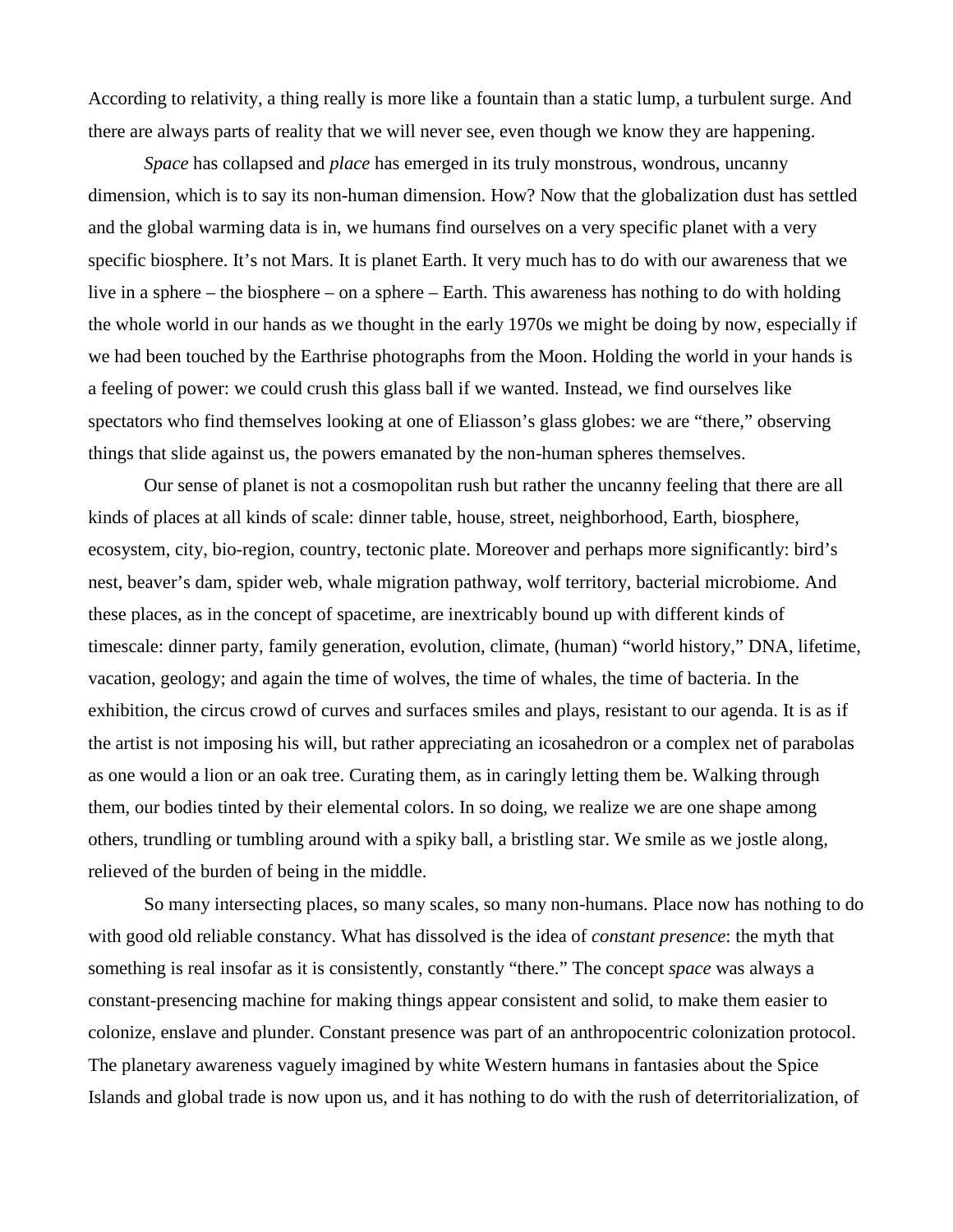According to relativity, a thing really is more like a fountain than a static lump, a turbulent surge. And there are always parts of reality that we will never see, even though we know they are happening.

*Space* has collapsed and *place* has emerged in its truly monstrous, wondrous, uncanny dimension, which is to say its non-human dimension. How? Now that the globalization dust has settled and the global warming data is in, we humans find ourselves on a very specific planet with a very specific biosphere. It's not Mars. It is planet Earth. It very much has to do with our awareness that we live in a sphere – the biosphere – on a sphere – Earth. This awareness has nothing to do with holding the whole world in our hands as we thought in the early 1970s we might be doing by now, especially if we had been touched by the Earthrise photographs from the Moon. Holding the world in your hands is a feeling of power: we could crush this glass ball if we wanted. Instead, we find ourselves like spectators who find themselves looking at one of Eliasson's glass globes: we are "there," observing things that slide against us, the powers emanated by the non-human spheres themselves.

Our sense of planet is not a cosmopolitan rush but rather the uncanny feeling that there are all kinds of places at all kinds of scale: dinner table, house, street, neighborhood, Earth, biosphere, ecosystem, city, bio-region, country, tectonic plate. Moreover and perhaps more significantly: bird's nest, beaver's dam, spider web, whale migration pathway, wolf territory, bacterial microbiome. And these places, as in the concept of spacetime, are inextricably bound up with different kinds of timescale: dinner party, family generation, evolution, climate, (human) "world history," DNA, lifetime, vacation, geology; and again the time of wolves, the time of whales, the time of bacteria. In the exhibition, the circus crowd of curves and surfaces smiles and plays, resistant to our agenda. It is as if the artist is not imposing his will, but rather appreciating an icosahedron or a complex net of parabolas as one would a lion or an oak tree. Curating them, as in caringly letting them be. Walking through them, our bodies tinted by their elemental colors. In so doing, we realize we are one shape among others, trundling or tumbling around with a spiky ball, a bristling star. We smile as we jostle along, relieved of the burden of being in the middle.

So many intersecting places, so many scales, so many non-humans. Place now has nothing to do with good old reliable constancy. What has dissolved is the idea of *constant presence*: the myth that something is real insofar as it is consistently, constantly "there." The concept *space* was always a constant-presencing machine for making things appear consistent and solid, to make them easier to colonize, enslave and plunder. Constant presence was part of an anthropocentric colonization protocol. The planetary awareness vaguely imagined by white Western humans in fantasies about the Spice Islands and global trade is now upon us, and it has nothing to do with the rush of deterritorialization, of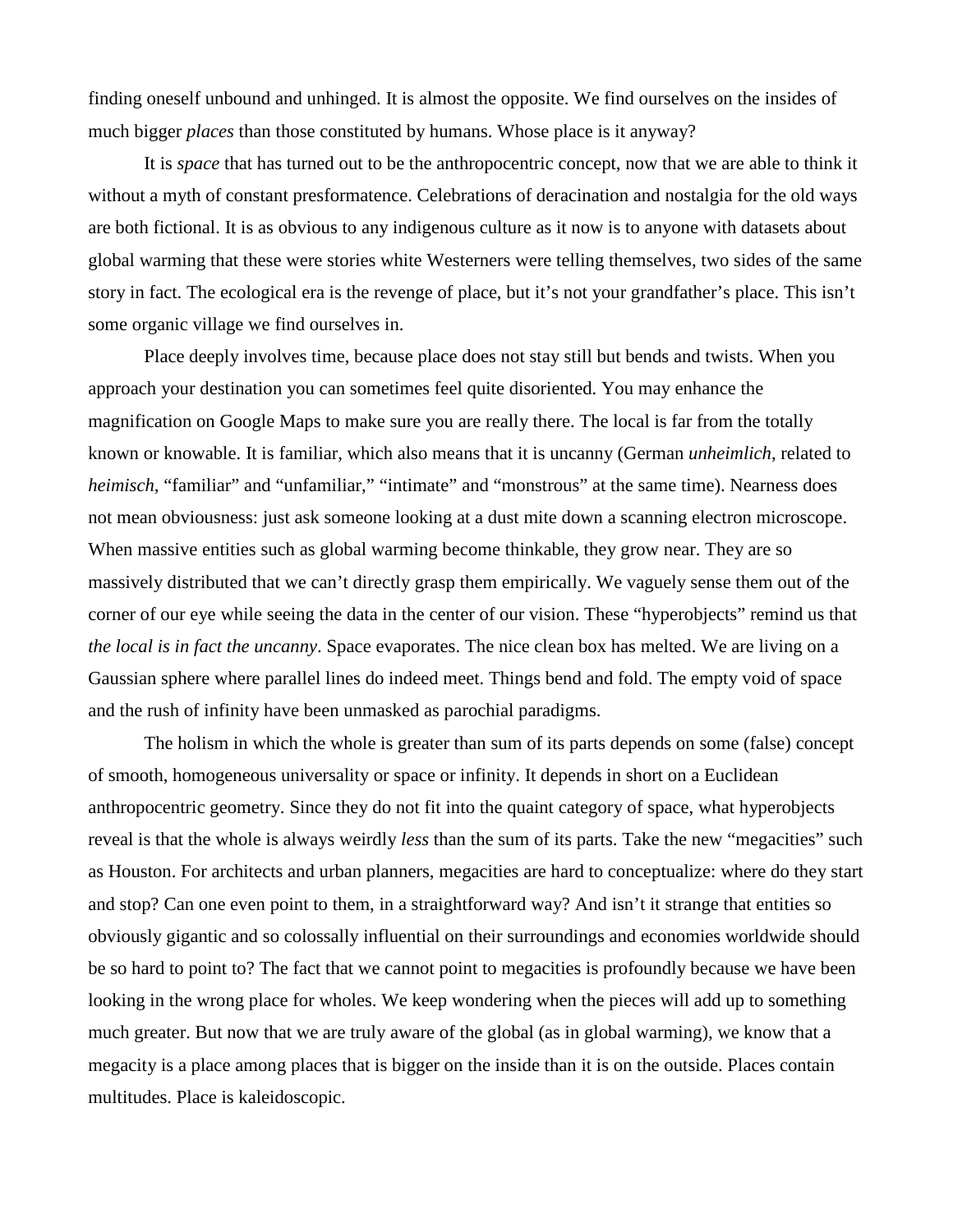finding oneself unbound and unhinged. It is almost the opposite. We find ourselves on the insides of much bigger *places* than those constituted by humans. Whose place is it anyway?

It is *space* that has turned out to be the anthropocentric concept, now that we are able to think it without a myth of constant presformatence. Celebrations of deracination and nostalgia for the old ways are both fictional. It is as obvious to any indigenous culture as it now is to anyone with datasets about global warming that these were stories white Westerners were telling themselves, two sides of the same story in fact. The ecological era is the revenge of place, but it's not your grandfather's place. This isn't some organic village we find ourselves in.

Place deeply involves time, because place does not stay still but bends and twists. When you approach your destination you can sometimes feel quite disoriented. You may enhance the magnification on Google Maps to make sure you are really there. The local is far from the totally known or knowable. It is familiar, which also means that it is uncanny (German *unheimlich*, related to *heimisch*, "familiar" and "unfamiliar," "intimate" and "monstrous" at the same time). Nearness does not mean obviousness: just ask someone looking at a dust mite down a scanning electron microscope. When massive entities such as global warming become thinkable, they grow near. They are so massively distributed that we can't directly grasp them empirically. We vaguely sense them out of the corner of our eye while seeing the data in the center of our vision. These "hyperobjects" remind us that *the local is in fact the uncanny*. Space evaporates. The nice clean box has melted. We are living on a Gaussian sphere where parallel lines do indeed meet. Things bend and fold. The empty void of space and the rush of infinity have been unmasked as parochial paradigms.

The holism in which the whole is greater than sum of its parts depends on some (false) concept of smooth, homogeneous universality or space or infinity. It depends in short on a Euclidean anthropocentric geometry. Since they do not fit into the quaint category of space, what hyperobjects reveal is that the whole is always weirdly *less* than the sum of its parts. Take the new "megacities" such as Houston. For architects and urban planners, megacities are hard to conceptualize: where do they start and stop? Can one even point to them, in a straightforward way? And isn't it strange that entities so obviously gigantic and so colossally influential on their surroundings and economies worldwide should be so hard to point to? The fact that we cannot point to megacities is profoundly because we have been looking in the wrong place for wholes. We keep wondering when the pieces will add up to something much greater. But now that we are truly aware of the global (as in global warming), we know that a megacity is a place among places that is bigger on the inside than it is on the outside. Places contain multitudes. Place is kaleidoscopic.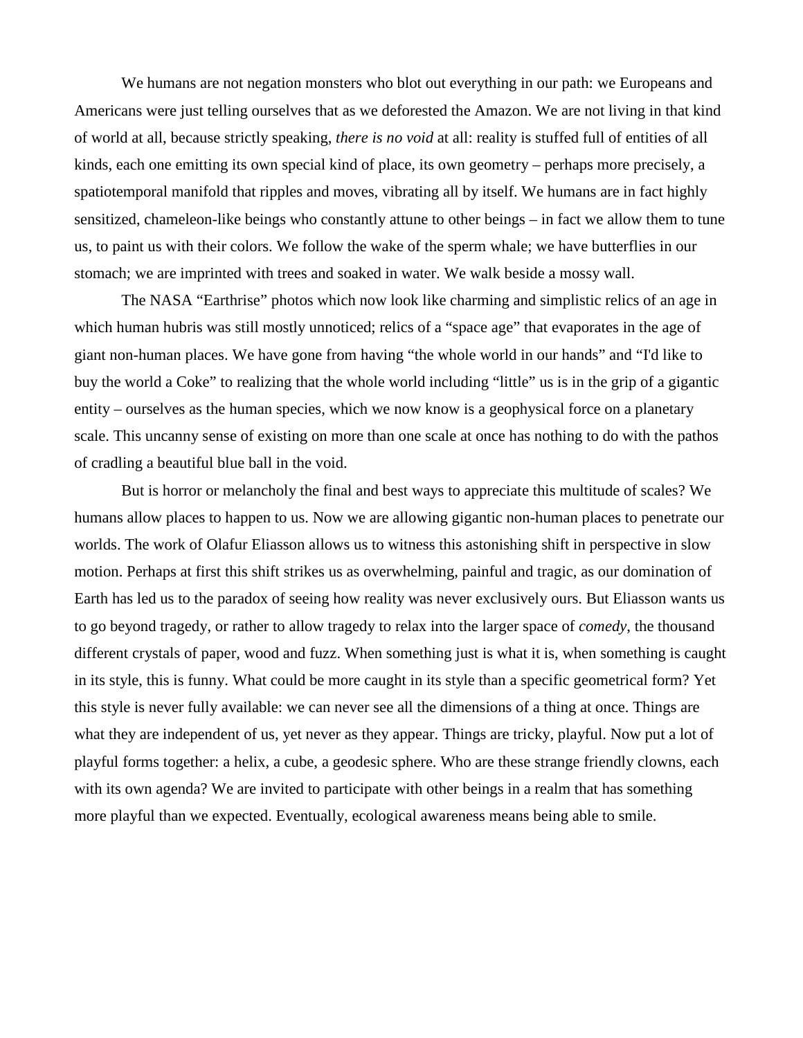We humans are not negation monsters who blot out everything in our path: we Europeans and Americans were just telling ourselves that as we deforested the Amazon. We are not living in that kind of world at all, because strictly speaking, *there is no void* at all: reality is stuffed full of entities of all kinds, each one emitting its own special kind of place, its own geometry – perhaps more precisely, a spatiotemporal manifold that ripples and moves, vibrating all by itself. We humans are in fact highly sensitized, chameleon-like beings who constantly attune to other beings – in fact we allow them to tune us, to paint us with their colors. We follow the wake of the sperm whale; we have butterflies in our stomach; we are imprinted with trees and soaked in water. We walk beside a mossy wall.

The NASA "Earthrise" photos which now look like charming and simplistic relics of an age in which human hubris was still mostly unnoticed; relics of a "space age" that evaporates in the age of giant non-human places. We have gone from having "the whole world in our hands" and "I'd like to buy the world a Coke" to realizing that the whole world including "little" us is in the grip of a gigantic entity – ourselves as the human species, which we now know is a geophysical force on a planetary scale. This uncanny sense of existing on more than one scale at once has nothing to do with the pathos of cradling a beautiful blue ball in the void.

But is horror or melancholy the final and best ways to appreciate this multitude of scales? We humans allow places to happen to us. Now we are allowing gigantic non-human places to penetrate our worlds. The work of Olafur Eliasson allows us to witness this astonishing shift in perspective in slow motion. Perhaps at first this shift strikes us as overwhelming, painful and tragic, as our domination of Earth has led us to the paradox of seeing how reality was never exclusively ours. But Eliasson wants us to go beyond tragedy, or rather to allow tragedy to relax into the larger space of *comedy*, the thousand different crystals of paper, wood and fuzz. When something just is what it is, when something is caught in its style, this is funny. What could be more caught in its style than a specific geometrical form? Yet this style is never fully available: we can never see all the dimensions of a thing at once. Things are what they are independent of us, yet never as they appear. Things are tricky, playful. Now put a lot of playful forms together: a helix, a cube, a geodesic sphere. Who are these strange friendly clowns, each with its own agenda? We are invited to participate with other beings in a realm that has something more playful than we expected. Eventually, ecological awareness means being able to smile.